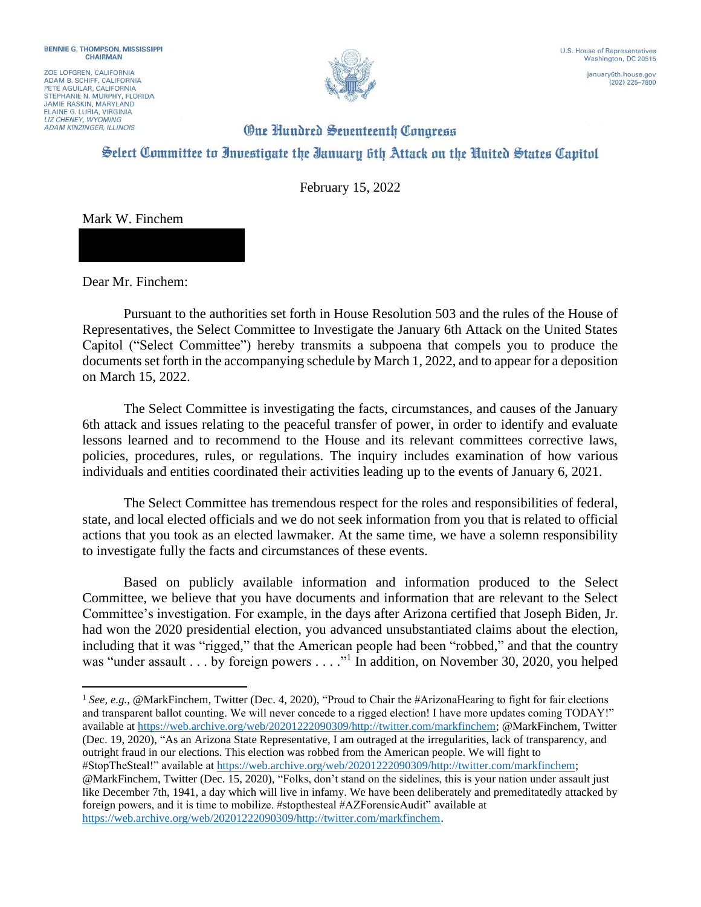BENNIE G. THOMPSON, MISSISSIPPI
CHAIRMAN

ZOE LOFGREN, CALIFORNIA
ADAM B. SCHIFF, CALIFORNIA
PETE AGUILAR, CALIFORNIA
STEPHANIE N. MURPHY, FLORIDA
JAMIE RASKIN, MARYLAND
ELAINE G. LURIA, VIRGINIA
*LIZ CHENEY, WYOMING*
*ADAM KINZINGER, ILLINOIS*

U.S. House of Representatives
Washington, DC 20515

january6th.house.gov
(202) 225–7800

# One Hundred Seventeenth Congress

## Select Committee to Investigate the January 6th Attack on the United States Capitol

February 15, 2022

Mark W. Finchem

Dear Mr. Finchem:

Pursuant to the authorities set forth in House Resolution 503 and the rules of the House of Representatives, the Select Committee to Investigate the January 6th Attack on the United States Capitol ("Select Committee") hereby transmits a subpoena that compels you to produce the documents set forth in the accompanying schedule by March 1, 2022, and to appear for a deposition on March 15, 2022.

The Select Committee is investigating the facts, circumstances, and causes of the January 6th attack and issues relating to the peaceful transfer of power, in order to identify and evaluate lessons learned and to recommend to the House and its relevant committees corrective laws, policies, procedures, rules, or regulations. The inquiry includes examination of how various individuals and entities coordinated their activities leading up to the events of January 6, 2021.

The Select Committee has tremendous respect for the roles and responsibilities of federal, state, and local elected officials and we do not seek information from you that is related to official actions that you took as an elected lawmaker. At the same time, we have a solemn responsibility to investigate fully the facts and circumstances of these events.

Based on publicly available information and information produced to the Select Committee, we believe that you have documents and information that are relevant to the Select Committee's investigation. For example, in the days after Arizona certified that Joseph Biden, Jr. had won the 2020 presidential election, you advanced unsubstantiated claims about the election, including that it was "rigged," that the American people had been "robbed," and that the country was "under assault . . . by foreign powers . . . ."[1] In addition, on November 30, 2020, you helped

---

[1] *See, e.g.*, @MarkFinchem, Twitter (Dec. 4, 2020), "Proud to Chair the #ArizonaHearing to fight for fair elections and transparent ballot counting. We will never concede to a rigged election! I have more updates coming TODAY!" available at https://web.archive.org/web/20201222090309/http://twitter.com/markfinchem; @MarkFinchem, Twitter (Dec. 19, 2020), "As an Arizona State Representative, I am outraged at the irregularities, lack of transparency, and outright fraud in our elections. This election was robbed from the American people. We will fight to #StopTheSteal!" available at https://web.archive.org/web/20201222090309/http://twitter.com/markfinchem; @MarkFinchem, Twitter (Dec. 15, 2020), "Folks, don't stand on the sidelines, this is your nation under assault just like December 7th, 1941, a day which will live in infamy. We have been deliberately and premeditatedly attacked by foreign powers, and it is time to mobilize. #stopthesteal #AZForensicAudit" available at https://web.archive.org/web/20201222090309/http://twitter.com/markfinchem.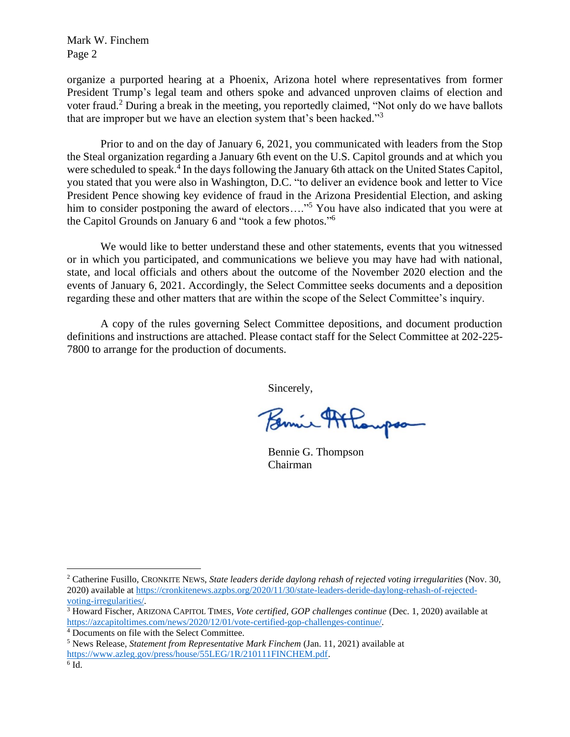organize a purported hearing at a Phoenix, Arizona hotel where representatives from former President Trump's legal team and others spoke and advanced unproven claims of election and voter fraud.[2] During a break in the meeting, you reportedly claimed, "Not only do we have ballots that are improper but we have an election system that's been hacked."[3]

Prior to and on the day of January 6, 2021, you communicated with leaders from the Stop the Steal organization regarding a January 6th event on the U.S. Capitol grounds and at which you were scheduled to speak.[4] In the days following the January 6th attack on the United States Capitol, you stated that you were also in Washington, D.C. "to deliver an evidence book and letter to Vice President Pence showing key evidence of fraud in the Arizona Presidential Election, and asking him to consider postponing the award of electors…."[5] You have also indicated that you were at the Capitol Grounds on January 6 and "took a few photos."[6]

We would like to better understand these and other statements, events that you witnessed or in which you participated, and communications we believe you may have had with national, state, and local officials and others about the outcome of the November 2020 election and the events of January 6, 2021. Accordingly, the Select Committee seeks documents and a deposition regarding these and other matters that are within the scope of the Select Committee's inquiry.

A copy of the rules governing Select Committee depositions, and document production definitions and instructions are attached. Please contact staff for the Select Committee at 202-225-7800 to arrange for the production of documents.

Sincerely,

Bennie G. Thompson
Chairman

---

[2] Catherine Fusillo, Cronkite News, *State leaders deride daylong rehash of rejected voting irregularities* (Nov. 30, 2020) available at https://cronkitenews.azpbs.org/2020/11/30/state-leaders-deride-daylong-rehash-of-rejected-voting-irregularities/.

[3] Howard Fischer, Arizona Capitol Times, *Vote certified, GOP challenges continue* (Dec. 1, 2020) available at https://azcapitoltimes.com/news/2020/12/01/vote-certified-gop-challenges-continue/.

[4] Documents on file with the Select Committee.

[5] News Release, *Statement from Representative Mark Finchem* (Jan. 11, 2021) available at https://www.azleg.gov/press/house/55LEG/1R/210111FINCHEM.pdf.

[6] Id.